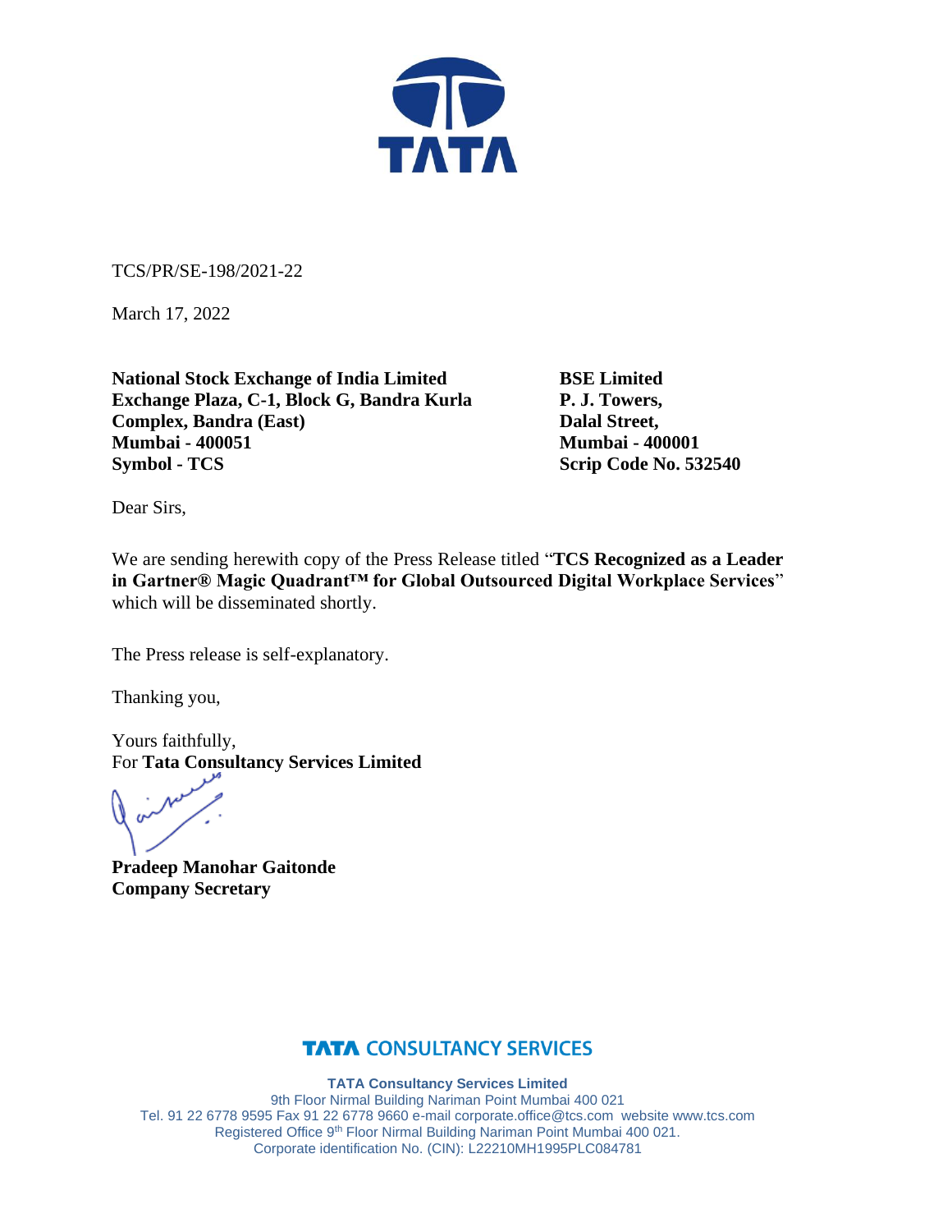TCS/PR/SE-198/2021-22

March 17, 2022

**National Stock Exchange of India Limited**
**Exchange Plaza, C-1, Block G, Bandra Kurla Complex, Bandra (East)**
**Mumbai - 400051**
**Symbol - TCS**

**BSE Limited**
**P. J. Towers,**
**Dalal Street,**
**Mumbai - 400001**
**Scrip Code No. 532540**

Dear Sirs,

We are sending herewith copy of the Press Release titled "**TCS Recognized as a Leader in Gartner® Magic Quadrant™ for Global Outsourced Digital Workplace Services**" which will be disseminated shortly.

The Press release is self-explanatory.

Thanking you,

Yours faithfully,
For **Tata Consultancy Services Limited**

**Pradeep Manohar Gaitonde**
**Company Secretary**

**TATA CONSULTANCY SERVICES**

**TATA Consultancy Services Limited**
9th Floor Nirmal Building Nariman Point Mumbai 400 021
Tel. 91 22 6778 9595 Fax 91 22 6778 9660 e-mail corporate.office@tcs.com website www.tcs.com
Registered Office 9th Floor Nirmal Building Nariman Point Mumbai 400 021.
Corporate identification No. (CIN): L22210MH1995PLC084781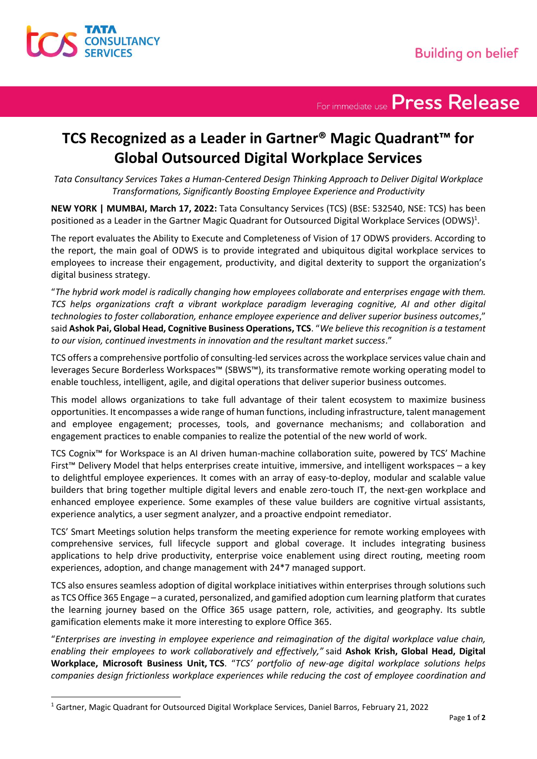# TCS Recognized as a Leader in Gartner® Magic Quadrant™ for Global Outsourced Digital Workplace Services

*Tata Consultancy Services Takes a Human-Centered Design Thinking Approach to Deliver Digital Workplace Transformations, Significantly Boosting Employee Experience and Productivity*

**NEW YORK | MUMBAI, March 17, 2022:** Tata Consultancy Services (TCS) (BSE: 532540, NSE: TCS) has been positioned as a Leader in the Gartner Magic Quadrant for Outsourced Digital Workplace Services (ODWS)[1].

The report evaluates the Ability to Execute and Completeness of Vision of 17 ODWS providers. According to the report, the main goal of ODWS is to provide integrated and ubiquitous digital workplace services to employees to increase their engagement, productivity, and digital dexterity to support the organization's digital business strategy.

"*The hybrid work model is radically changing how employees collaborate and enterprises engage with them. TCS helps organizations craft a vibrant workplace paradigm leveraging cognitive, AI and other digital technologies to foster collaboration, enhance employee experience and deliver superior business outcomes*," said **Ashok Pai, Global Head, Cognitive Business Operations, TCS**. "*We believe this recognition is a testament to our vision, continued investments in innovation and the resultant market success*."

TCS offers a comprehensive portfolio of consulting-led services across the workplace services value chain and leverages Secure Borderless Workspaces™ (SBWS™), its transformative remote working operating model to enable touchless, intelligent, agile, and digital operations that deliver superior business outcomes.

This model allows organizations to take full advantage of their talent ecosystem to maximize business opportunities. It encompasses a wide range of human functions, including infrastructure, talent management and employee engagement; processes, tools, and governance mechanisms; and collaboration and engagement practices to enable companies to realize the potential of the new world of work.

TCS Cognix™ for Workspace is an AI driven human-machine collaboration suite, powered by TCS' Machine First™ Delivery Model that helps enterprises create intuitive, immersive, and intelligent workspaces – a key to delightful employee experiences. It comes with an array of easy-to-deploy, modular and scalable value builders that bring together multiple digital levers and enable zero-touch IT, the next-gen workplace and enhanced employee experience. Some examples of these value builders are cognitive virtual assistants, experience analytics, a user segment analyzer, and a proactive endpoint remediator.

TCS' Smart Meetings solution helps transform the meeting experience for remote working employees with comprehensive services, full lifecycle support and global coverage. It includes integrating business applications to help drive productivity, enterprise voice enablement using direct routing, meeting room experiences, adoption, and change management with 24*7 managed support.

TCS also ensures seamless adoption of digital workplace initiatives within enterprises through solutions such as TCS Office 365 Engage – a curated, personalized, and gamified adoption cum learning platform that curates the learning journey based on the Office 365 usage pattern, role, activities, and geography. Its subtle gamification elements make it more interesting to explore Office 365.

"*Enterprises are investing in employee experience and reimagination of the digital workplace value chain, enabling their employees to work collaboratively and effectively,"* said **Ashok Krish, Global Head, Digital Workplace, Microsoft Business Unit, TCS**. "*TCS' portfolio of new-age digital workplace solutions helps companies design frictionless workplace experiences while reducing the cost of employee coordination and*

[1] Gartner, Magic Quadrant for Outsourced Digital Workplace Services, Daniel Barros, February 21, 2022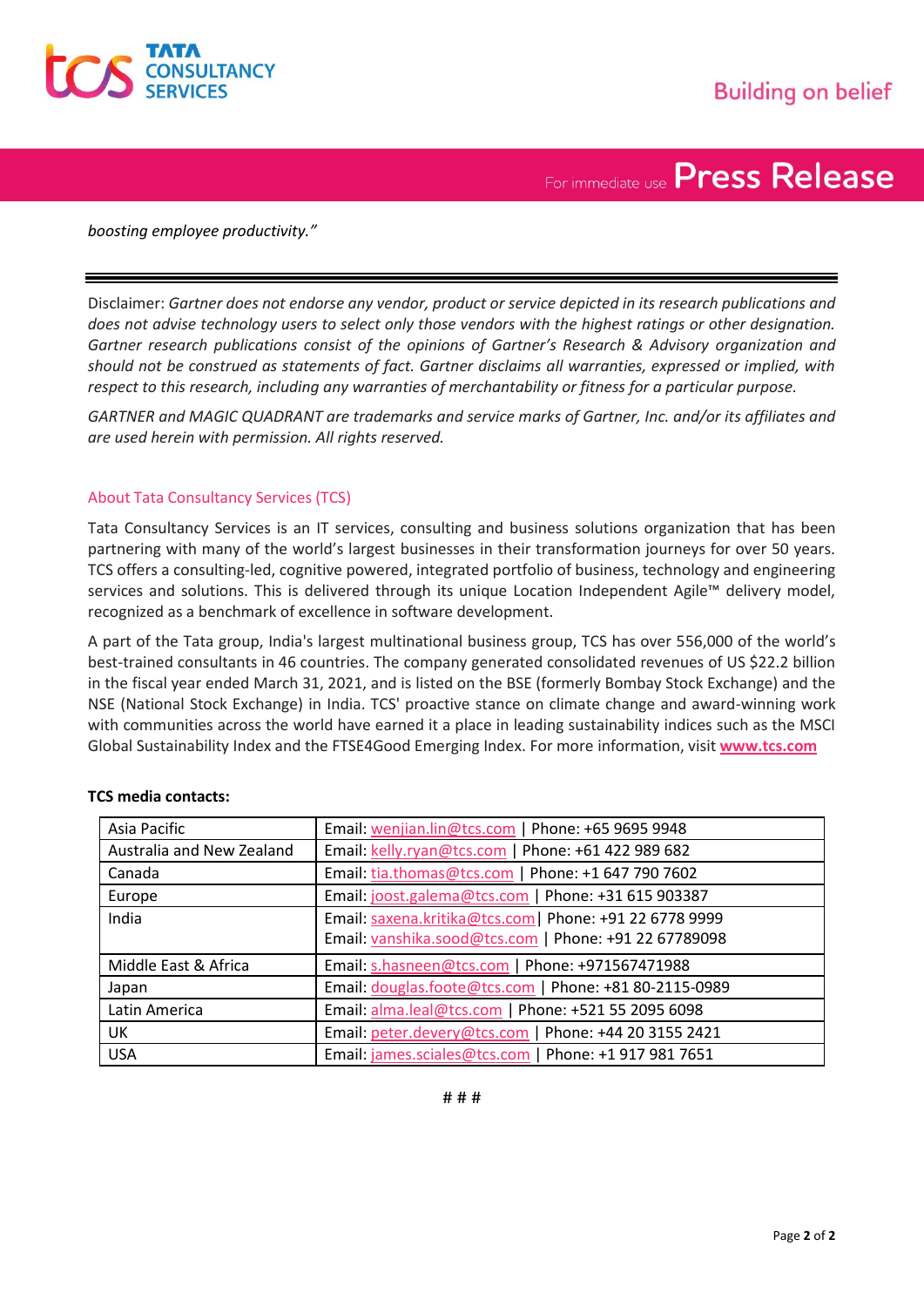*boosting employee productivity."*

---

Disclaimer: *Gartner does not endorse any vendor, product or service depicted in its research publications and does not advise technology users to select only those vendors with the highest ratings or other designation. Gartner research publications consist of the opinions of Gartner's Research & Advisory organization and should not be construed as statements of fact. Gartner disclaims all warranties, expressed or implied, with respect to this research, including any warranties of merchantability or fitness for a particular purpose.*

*GARTNER and MAGIC QUADRANT are trademarks and service marks of Gartner, Inc. and/or its affiliates and are used herein with permission. All rights reserved.*

## About Tata Consultancy Services (TCS)

Tata Consultancy Services is an IT services, consulting and business solutions organization that has been partnering with many of the world's largest businesses in their transformation journeys for over 50 years. TCS offers a consulting-led, cognitive powered, integrated portfolio of business, technology and engineering services and solutions. This is delivered through its unique Location Independent Agile™ delivery model, recognized as a benchmark of excellence in software development.

A part of the Tata group, India's largest multinational business group, TCS has over 556,000 of the world's best-trained consultants in 46 countries. The company generated consolidated revenues of US $22.2 billion in the fiscal year ended March 31, 2021, and is listed on the BSE (formerly Bombay Stock Exchange) and the NSE (National Stock Exchange) in India. TCS' proactive stance on climate change and award-winning work with communities across the world have earned it a place in leading sustainability indices such as the MSCI Global Sustainability Index and the FTSE4Good Emerging Index. For more information, visit **www.tcs.com**

**TCS media contacts:**

| | |
|---|---|
| Asia Pacific | Email: wenjian.lin@tcs.com \| Phone: +65 9695 9948 |
| Australia and New Zealand | Email: kelly.ryan@tcs.com \| Phone: +61 422 989 682 |
| Canada | Email: tia.thomas@tcs.com \| Phone: +1 647 790 7602 |
| Europe | Email: joost.galema@tcs.com \| Phone: +31 615 903387 |
| India | Email: saxena.kritika@tcs.com\| Phone: +91 22 6778 9999<br>Email: vanshika.sood@tcs.com \| Phone: +91 22 67789098 |
| Middle East & Africa | Email: s.hasneen@tcs.com \| Phone: +971567471988 |
| Japan | Email: douglas.foote@tcs.com \| Phone: +81 80-2115-0989 |
| Latin America | Email: alma.leal@tcs.com \| Phone: +521 55 2095 6098 |
| UK | Email: peter.devery@tcs.com \| Phone: +44 20 3155 2421 |
| USA | Email: james.sciales@tcs.com \| Phone: +1 917 981 7651 |

# # #